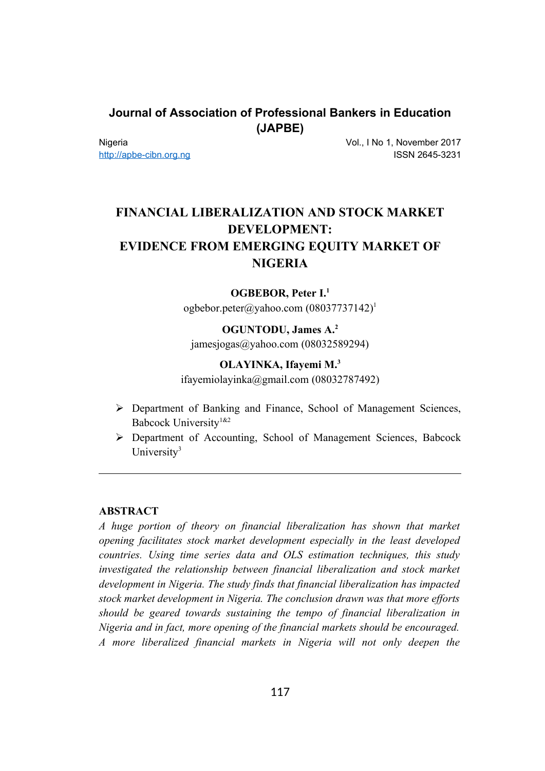# FINANCIAL LIBERALIZATION AND STOCK MARKET DEVELOPMENT: EVIDENCE FROM EMERGING EQUITY MARKET OF NIGERIA

**OGBEBOR, Peter I.**[1]
ogbebor.peter@yahoo.com (08037737142)[1]

**OGUNTODU, James A.**[2]
jamesjogas@yahoo.com (08032589294)

**OLAYINKA, Ifayemi M.**[3]
ifayemiolayinka@gmail.com (08032787492)

- Department of Banking and Finance, School of Management Sciences, Babcock University[1&2]
- Department of Accounting, School of Management Sciences, Babcock University[3]

---

## ABSTRACT

*A huge portion of theory on financial liberalization has shown that market opening facilitates stock market development especially in the least developed countries. Using time series data and OLS estimation techniques, this study investigated the relationship between financial liberalization and stock market development in Nigeria. The study finds that financial liberalization has impacted stock market development in Nigeria. The conclusion drawn was that more efforts should be geared towards sustaining the tempo of financial liberalization in Nigeria and in fact, more opening of the financial markets should be encouraged. A more liberalized financial markets in Nigeria will not only deepen the*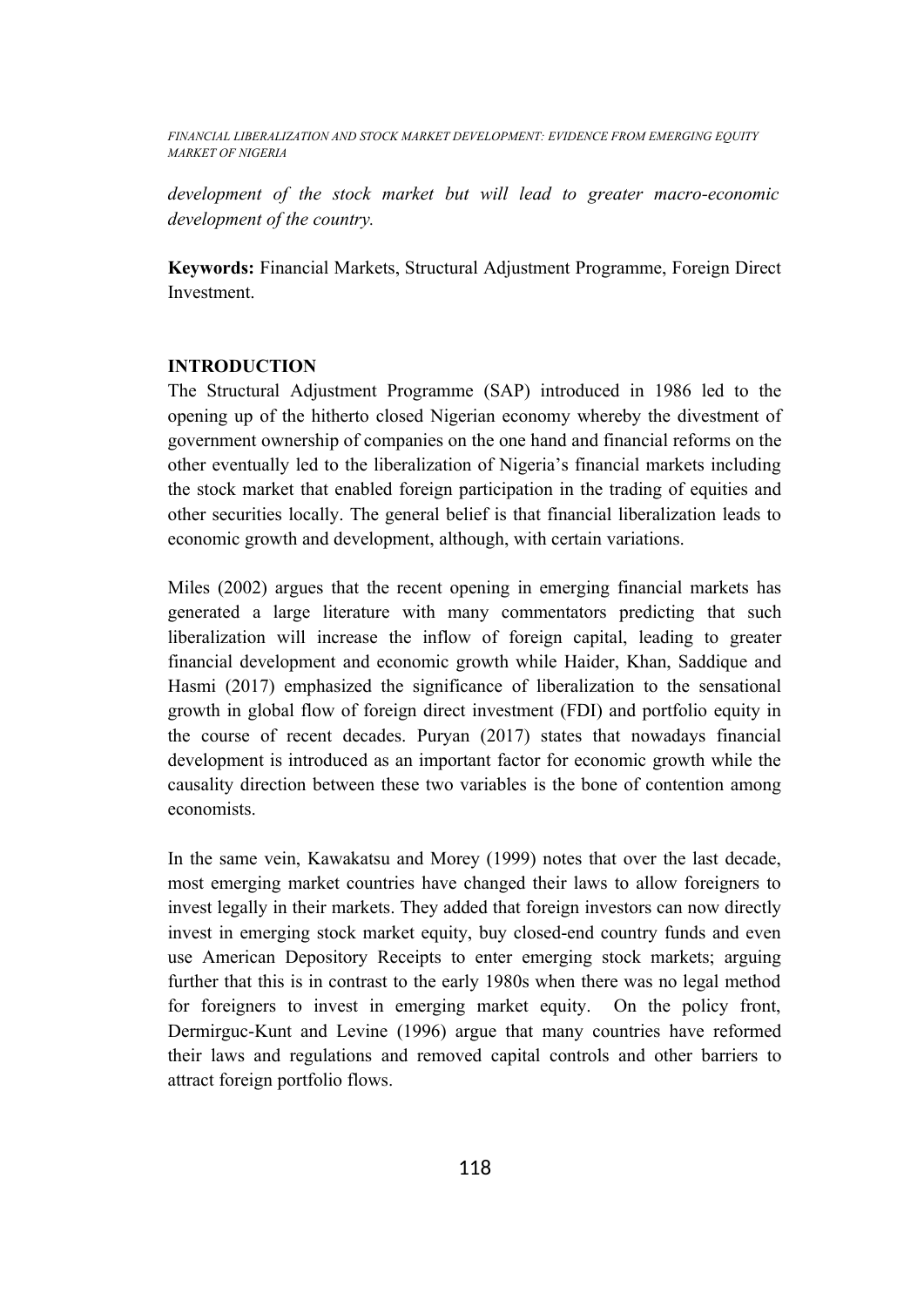*development of the stock market but will lead to greater macro-economic development of the country.*

**Keywords:** Financial Markets, Structural Adjustment Programme, Foreign Direct Investment.

## INTRODUCTION

The Structural Adjustment Programme (SAP) introduced in 1986 led to the opening up of the hitherto closed Nigerian economy whereby the divestment of government ownership of companies on the one hand and financial reforms on the other eventually led to the liberalization of Nigeria's financial markets including the stock market that enabled foreign participation in the trading of equities and other securities locally. The general belief is that financial liberalization leads to economic growth and development, although, with certain variations.

Miles (2002) argues that the recent opening in emerging financial markets has generated a large literature with many commentators predicting that such liberalization will increase the inflow of foreign capital, leading to greater financial development and economic growth while Haider, Khan, Saddique and Hasmi (2017) emphasized the significance of liberalization to the sensational growth in global flow of foreign direct investment (FDI) and portfolio equity in the course of recent decades. Puryan (2017) states that nowadays financial development is introduced as an important factor for economic growth while the causality direction between these two variables is the bone of contention among economists.

In the same vein, Kawakatsu and Morey (1999) notes that over the last decade, most emerging market countries have changed their laws to allow foreigners to invest legally in their markets. They added that foreign investors can now directly invest in emerging stock market equity, buy closed-end country funds and even use American Depository Receipts to enter emerging stock markets; arguing further that this is in contrast to the early 1980s when there was no legal method for foreigners to invest in emerging market equity. On the policy front, Dermirguc-Kunt and Levine (1996) argue that many countries have reformed their laws and regulations and removed capital controls and other barriers to attract foreign portfolio flows.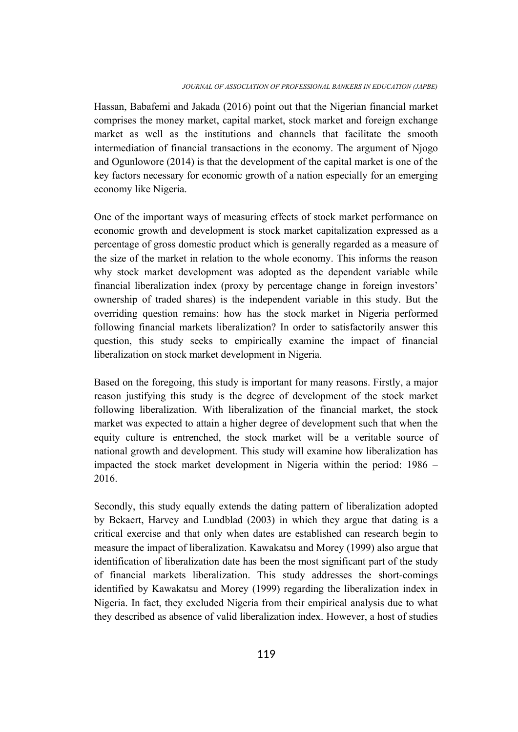Hassan, Babafemi and Jakada (2016) point out that the Nigerian financial market comprises the money market, capital market, stock market and foreign exchange market as well as the institutions and channels that facilitate the smooth intermediation of financial transactions in the economy. The argument of Njogo and Ogunlowore (2014) is that the development of the capital market is one of the key factors necessary for economic growth of a nation especially for an emerging economy like Nigeria.

One of the important ways of measuring effects of stock market performance on economic growth and development is stock market capitalization expressed as a percentage of gross domestic product which is generally regarded as a measure of the size of the market in relation to the whole economy. This informs the reason why stock market development was adopted as the dependent variable while financial liberalization index (proxy by percentage change in foreign investors' ownership of traded shares) is the independent variable in this study. But the overriding question remains: how has the stock market in Nigeria performed following financial markets liberalization? In order to satisfactorily answer this question, this study seeks to empirically examine the impact of financial liberalization on stock market development in Nigeria.

Based on the foregoing, this study is important for many reasons. Firstly, a major reason justifying this study is the degree of development of the stock market following liberalization. With liberalization of the financial market, the stock market was expected to attain a higher degree of development such that when the equity culture is entrenched, the stock market will be a veritable source of national growth and development. This study will examine how liberalization has impacted the stock market development in Nigeria within the period: 1986 – 2016.

Secondly, this study equally extends the dating pattern of liberalization adopted by Bekaert, Harvey and Lundblad (2003) in which they argue that dating is a critical exercise and that only when dates are established can research begin to measure the impact of liberalization. Kawakatsu and Morey (1999) also argue that identification of liberalization date has been the most significant part of the study of financial markets liberalization. This study addresses the short-comings identified by Kawakatsu and Morey (1999) regarding the liberalization index in Nigeria. In fact, they excluded Nigeria from their empirical analysis due to what they described as absence of valid liberalization index. However, a host of studies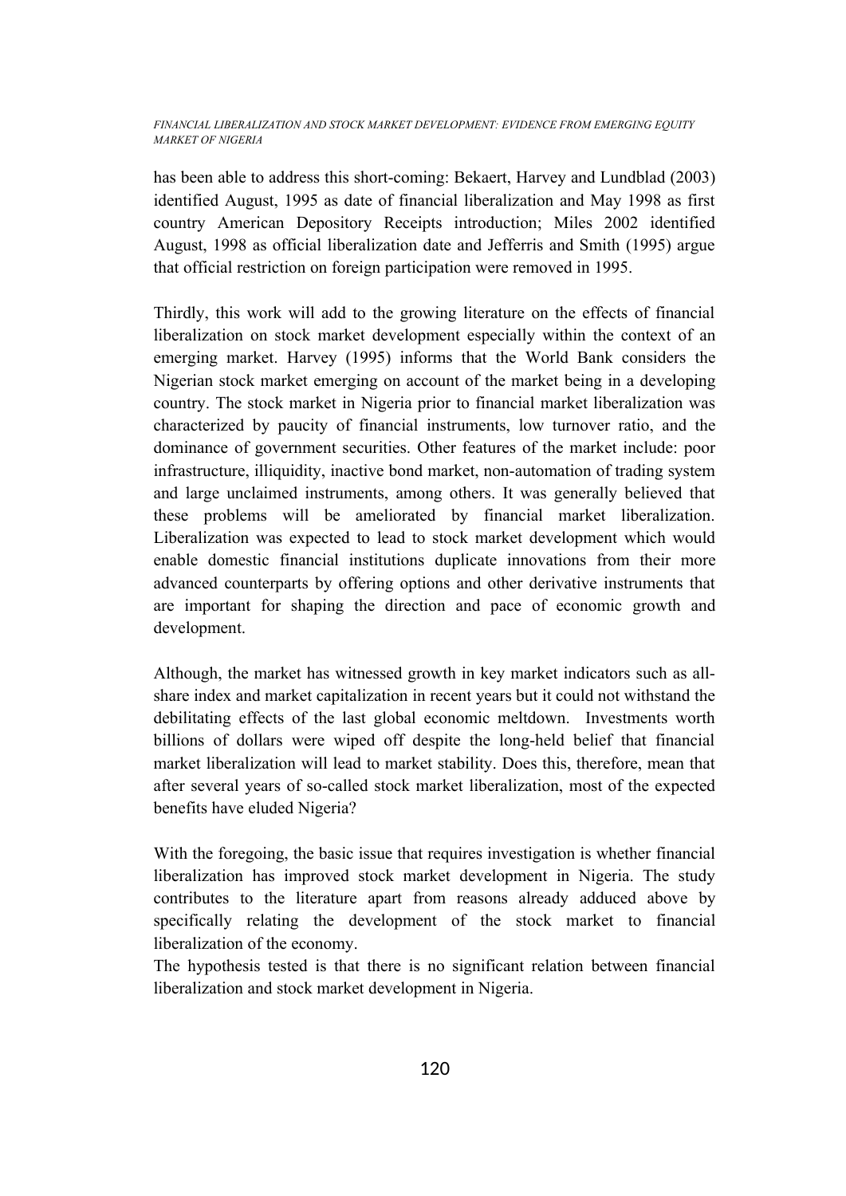has been able to address this short-coming: Bekaert, Harvey and Lundblad (2003) identified August, 1995 as date of financial liberalization and May 1998 as first country American Depository Receipts introduction; Miles 2002 identified August, 1998 as official liberalization date and Jefferris and Smith (1995) argue that official restriction on foreign participation were removed in 1995.

Thirdly, this work will add to the growing literature on the effects of financial liberalization on stock market development especially within the context of an emerging market. Harvey (1995) informs that the World Bank considers the Nigerian stock market emerging on account of the market being in a developing country. The stock market in Nigeria prior to financial market liberalization was characterized by paucity of financial instruments, low turnover ratio, and the dominance of government securities. Other features of the market include: poor infrastructure, illiquidity, inactive bond market, non-automation of trading system and large unclaimed instruments, among others. It was generally believed that these problems will be ameliorated by financial market liberalization. Liberalization was expected to lead to stock market development which would enable domestic financial institutions duplicate innovations from their more advanced counterparts by offering options and other derivative instruments that are important for shaping the direction and pace of economic growth and development.

Although, the market has witnessed growth in key market indicators such as all-share index and market capitalization in recent years but it could not withstand the debilitating effects of the last global economic meltdown. Investments worth billions of dollars were wiped off despite the long-held belief that financial market liberalization will lead to market stability. Does this, therefore, mean that after several years of so-called stock market liberalization, most of the expected benefits have eluded Nigeria?

With the foregoing, the basic issue that requires investigation is whether financial liberalization has improved stock market development in Nigeria. The study contributes to the literature apart from reasons already adduced above by specifically relating the development of the stock market to financial liberalization of the economy.

The hypothesis tested is that there is no significant relation between financial liberalization and stock market development in Nigeria.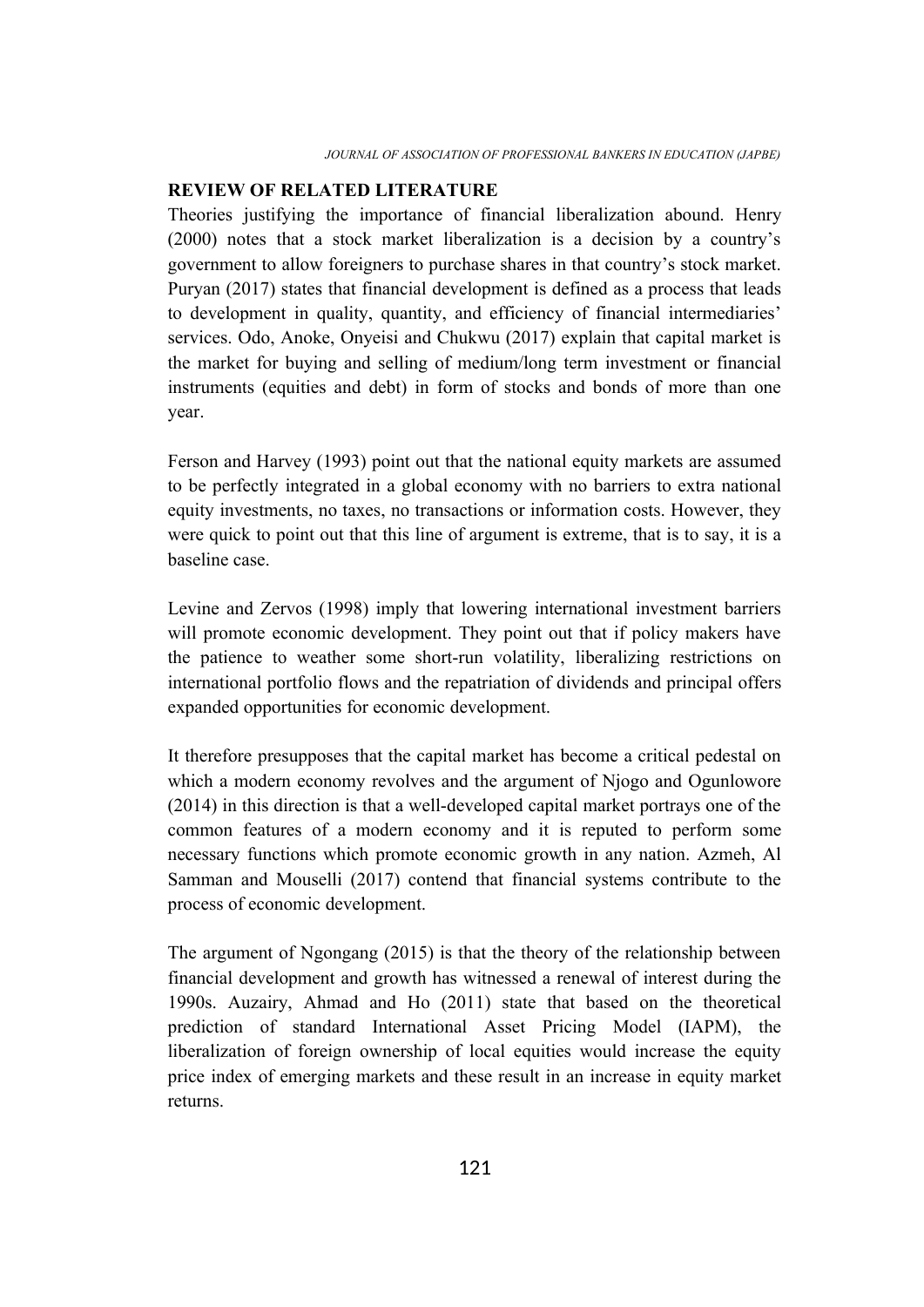**REVIEW OF RELATED LITERATURE**

Theories justifying the importance of financial liberalization abound. Henry (2000) notes that a stock market liberalization is a decision by a country's government to allow foreigners to purchase shares in that country's stock market. Puryan (2017) states that financial development is defined as a process that leads to development in quality, quantity, and efficiency of financial intermediaries' services. Odo, Anoke, Onyeisi and Chukwu (2017) explain that capital market is the market for buying and selling of medium/long term investment or financial instruments (equities and debt) in form of stocks and bonds of more than one year.

Ferson and Harvey (1993) point out that the national equity markets are assumed to be perfectly integrated in a global economy with no barriers to extra national equity investments, no taxes, no transactions or information costs. However, they were quick to point out that this line of argument is extreme, that is to say, it is a baseline case.

Levine and Zervos (1998) imply that lowering international investment barriers will promote economic development. They point out that if policy makers have the patience to weather some short-run volatility, liberalizing restrictions on international portfolio flows and the repatriation of dividends and principal offers expanded opportunities for economic development.

It therefore presupposes that the capital market has become a critical pedestal on which a modern economy revolves and the argument of Njogo and Ogunlowore (2014) in this direction is that a well-developed capital market portrays one of the common features of a modern economy and it is reputed to perform some necessary functions which promote economic growth in any nation. Azmeh, Al Samman and Mouselli (2017) contend that financial systems contribute to the process of economic development.

The argument of Ngongang (2015) is that the theory of the relationship between financial development and growth has witnessed a renewal of interest during the 1990s. Auzairy, Ahmad and Ho (2011) state that based on the theoretical prediction of standard International Asset Pricing Model (IAPM), the liberalization of foreign ownership of local equities would increase the equity price index of emerging markets and these result in an increase in equity market returns.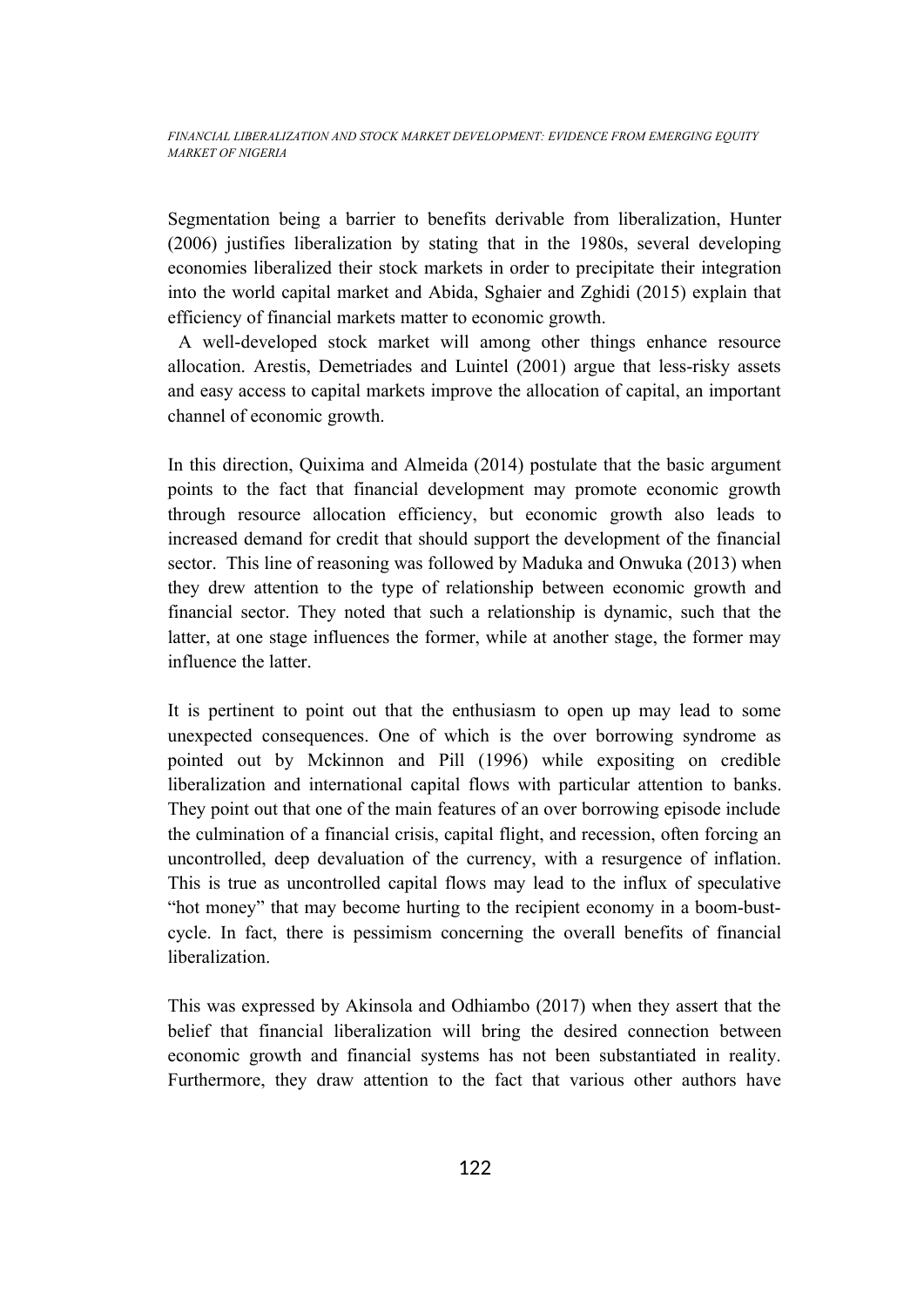Segmentation being a barrier to benefits derivable from liberalization, Hunter (2006) justifies liberalization by stating that in the 1980s, several developing economies liberalized their stock markets in order to precipitate their integration into the world capital market and Abida, Sghaier and Zghidi (2015) explain that efficiency of financial markets matter to economic growth.

A well-developed stock market will among other things enhance resource allocation. Arestis, Demetriades and Luintel (2001) argue that less-risky assets and easy access to capital markets improve the allocation of capital, an important channel of economic growth.

In this direction, Quixima and Almeida (2014) postulate that the basic argument points to the fact that financial development may promote economic growth through resource allocation efficiency, but economic growth also leads to increased demand for credit that should support the development of the financial sector. This line of reasoning was followed by Maduka and Onwuka (2013) when they drew attention to the type of relationship between economic growth and financial sector. They noted that such a relationship is dynamic, such that the latter, at one stage influences the former, while at another stage, the former may influence the latter.

It is pertinent to point out that the enthusiasm to open up may lead to some unexpected consequences. One of which is the over borrowing syndrome as pointed out by Mckinnon and Pill (1996) while expositing on credible liberalization and international capital flows with particular attention to banks. They point out that one of the main features of an over borrowing episode include the culmination of a financial crisis, capital flight, and recession, often forcing an uncontrolled, deep devaluation of the currency, with a resurgence of inflation. This is true as uncontrolled capital flows may lead to the influx of speculative "hot money" that may become hurting to the recipient economy in a boom-bust-cycle. In fact, there is pessimism concerning the overall benefits of financial liberalization.

This was expressed by Akinsola and Odhiambo (2017) when they assert that the belief that financial liberalization will bring the desired connection between economic growth and financial systems has not been substantiated in reality. Furthermore, they draw attention to the fact that various other authors have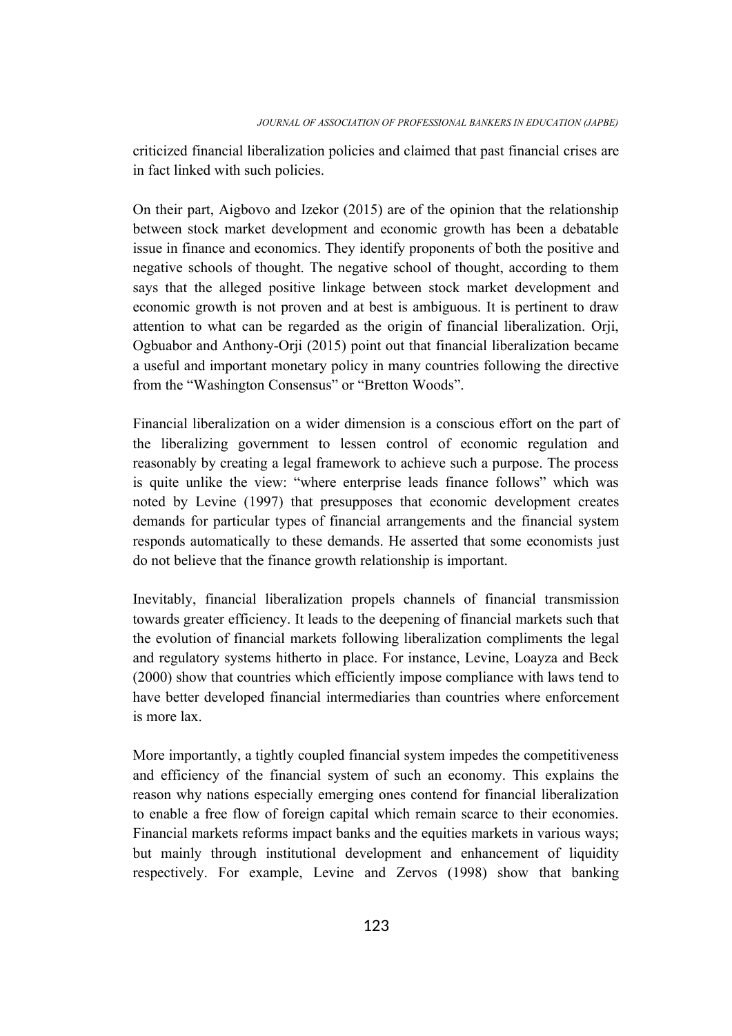criticized financial liberalization policies and claimed that past financial crises are in fact linked with such policies.

On their part, Aigbovo and Izekor (2015) are of the opinion that the relationship between stock market development and economic growth has been a debatable issue in finance and economics. They identify proponents of both the positive and negative schools of thought. The negative school of thought, according to them says that the alleged positive linkage between stock market development and economic growth is not proven and at best is ambiguous. It is pertinent to draw attention to what can be regarded as the origin of financial liberalization. Orji, Ogbuabor and Anthony-Orji (2015) point out that financial liberalization became a useful and important monetary policy in many countries following the directive from the "Washington Consensus" or "Bretton Woods".

Financial liberalization on a wider dimension is a conscious effort on the part of the liberalizing government to lessen control of economic regulation and reasonably by creating a legal framework to achieve such a purpose. The process is quite unlike the view: "where enterprise leads finance follows" which was noted by Levine (1997) that presupposes that economic development creates demands for particular types of financial arrangements and the financial system responds automatically to these demands. He asserted that some economists just do not believe that the finance growth relationship is important.

Inevitably, financial liberalization propels channels of financial transmission towards greater efficiency. It leads to the deepening of financial markets such that the evolution of financial markets following liberalization compliments the legal and regulatory systems hitherto in place. For instance, Levine, Loayza and Beck (2000) show that countries which efficiently impose compliance with laws tend to have better developed financial intermediaries than countries where enforcement is more lax.

More importantly, a tightly coupled financial system impedes the competitiveness and efficiency of the financial system of such an economy. This explains the reason why nations especially emerging ones contend for financial liberalization to enable a free flow of foreign capital which remain scarce to their economies. Financial markets reforms impact banks and the equities markets in various ways; but mainly through institutional development and enhancement of liquidity respectively. For example, Levine and Zervos (1998) show that banking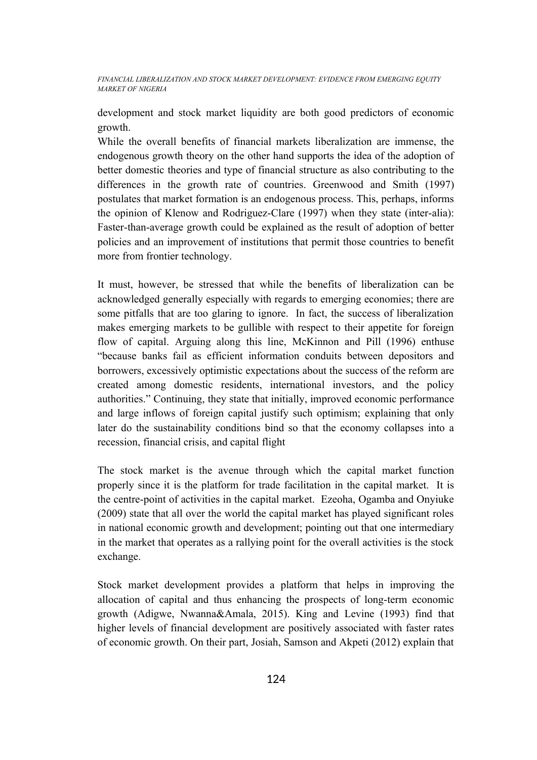development and stock market liquidity are both good predictors of economic growth.

While the overall benefits of financial markets liberalization are immense, the endogenous growth theory on the other hand supports the idea of the adoption of better domestic theories and type of financial structure as also contributing to the differences in the growth rate of countries. Greenwood and Smith (1997) postulates that market formation is an endogenous process. This, perhaps, informs the opinion of Klenow and Rodriguez-Clare (1997) when they state (inter-alia): Faster-than-average growth could be explained as the result of adoption of better policies and an improvement of institutions that permit those countries to benefit more from frontier technology.

It must, however, be stressed that while the benefits of liberalization can be acknowledged generally especially with regards to emerging economies; there are some pitfalls that are too glaring to ignore. In fact, the success of liberalization makes emerging markets to be gullible with respect to their appetite for foreign flow of capital. Arguing along this line, McKinnon and Pill (1996) enthuse "because banks fail as efficient information conduits between depositors and borrowers, excessively optimistic expectations about the success of the reform are created among domestic residents, international investors, and the policy authorities." Continuing, they state that initially, improved economic performance and large inflows of foreign capital justify such optimism; explaining that only later do the sustainability conditions bind so that the economy collapses into a recession, financial crisis, and capital flight

The stock market is the avenue through which the capital market function properly since it is the platform for trade facilitation in the capital market. It is the centre-point of activities in the capital market. Ezeoha, Ogamba and Onyiuke (2009) state that all over the world the capital market has played significant roles in national economic growth and development; pointing out that one intermediary in the market that operates as a rallying point for the overall activities is the stock exchange.

Stock market development provides a platform that helps in improving the allocation of capital and thus enhancing the prospects of long-term economic growth (Adigwe, Nwanna&Amala, 2015). King and Levine (1993) find that higher levels of financial development are positively associated with faster rates of economic growth. On their part, Josiah, Samson and Akpeti (2012) explain that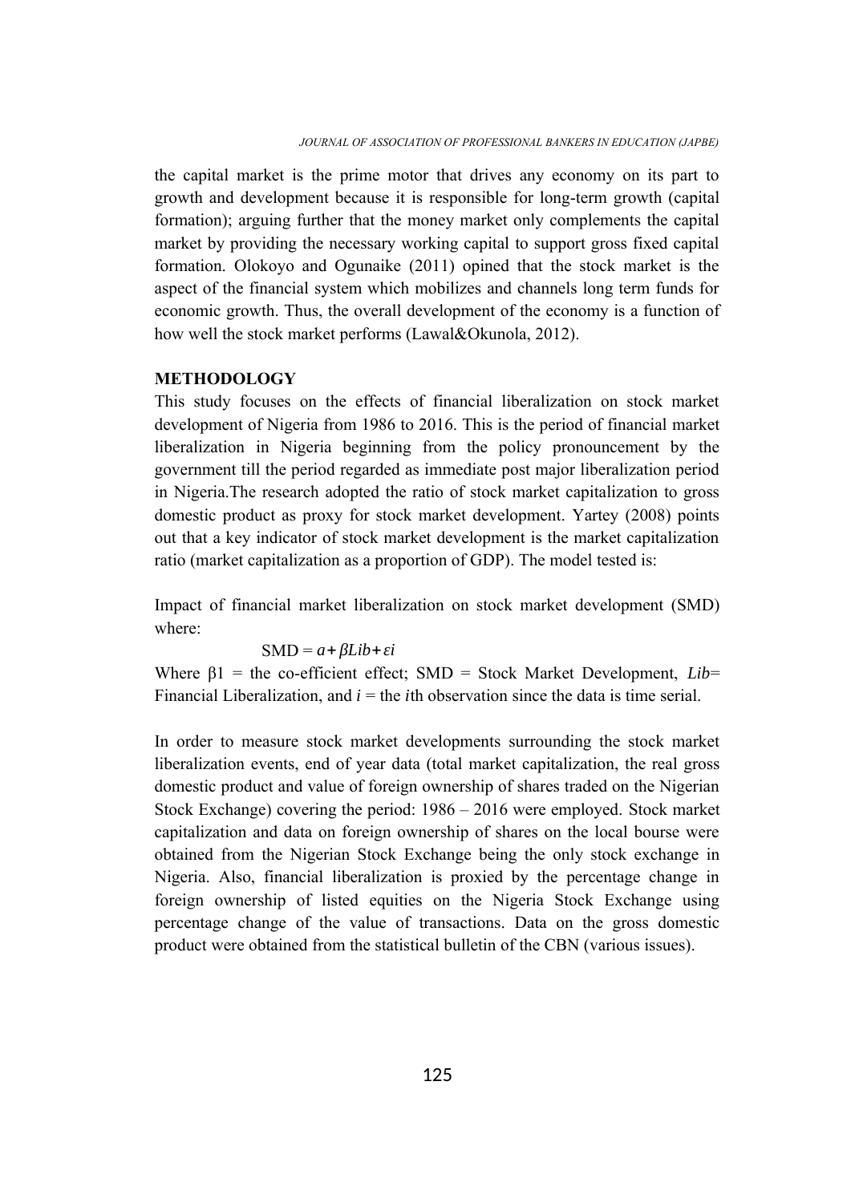the capital market is the prime motor that drives any economy on its part to growth and development because it is responsible for long-term growth (capital formation); arguing further that the money market only complements the capital market by providing the necessary working capital to support gross fixed capital formation. Olokoyo and Ogunaike (2011) opined that the stock market is the aspect of the financial system which mobilizes and channels long term funds for economic growth. Thus, the overall development of the economy is a function of how well the stock market performs (Lawal&Okunola, 2012).

## METHODOLOGY

This study focuses on the effects of financial liberalization on stock market development of Nigeria from 1986 to 2016. This is the period of financial market liberalization in Nigeria beginning from the policy pronouncement by the government till the period regarded as immediate post major liberalization period in Nigeria.The research adopted the ratio of stock market capitalization to gross domestic product as proxy for stock market development. Yartey (2008) points out that a key indicator of stock market development is the market capitalization ratio (market capitalization as a proportion of GDP). The model tested is:

Impact of financial market liberalization on stock market development (SMD) where:

$$SMD = a + \beta Lib + \varepsilon i$$

Where β1 = the co-efficient effect; SMD = Stock Market Development, *Lib*= Financial Liberalization, and *i* = the *i*th observation since the data is time serial.

In order to measure stock market developments surrounding the stock market liberalization events, end of year data (total market capitalization, the real gross domestic product and value of foreign ownership of shares traded on the Nigerian Stock Exchange) covering the period: 1986 – 2016 were employed. Stock market capitalization and data on foreign ownership of shares on the local bourse were obtained from the Nigerian Stock Exchange being the only stock exchange in Nigeria. Also, financial liberalization is proxied by the percentage change in foreign ownership of listed equities on the Nigeria Stock Exchange using percentage change of the value of transactions. Data on the gross domestic product were obtained from the statistical bulletin of the CBN (various issues).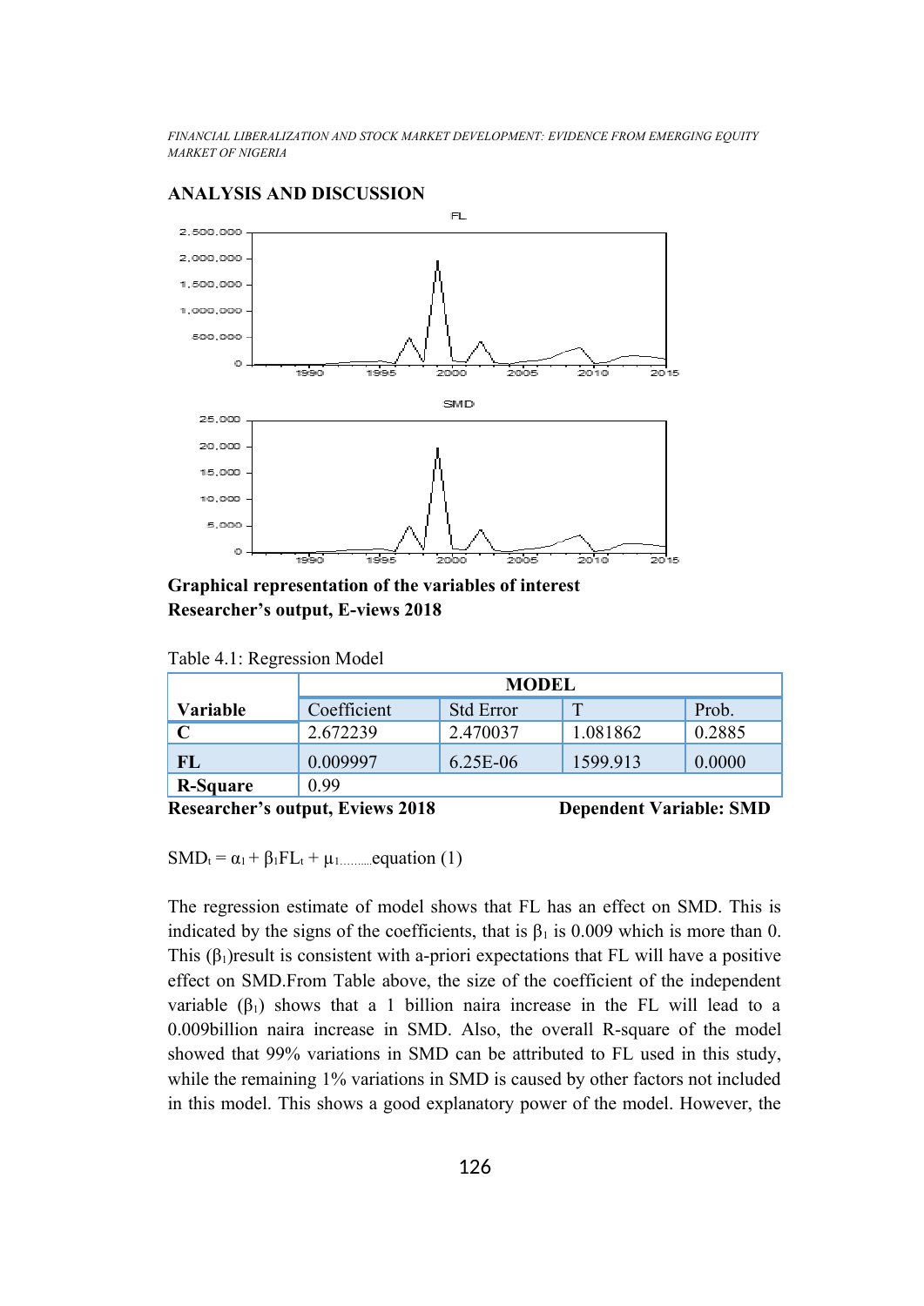## ANALYSIS AND DISCUSSION

**Graphical representation of the variables of interest**
**Researcher's output, E-views 2018**

Table 4.1: Regression Model

| Variable | MODEL | | | |
|---|---|---|---|---|
| | Coefficient | Std Error | T | Prob. |
| **C** | 2.672239 | 2.470037 | 1.081862 | 0.2885 |
| **FL** | 0.009997 | 6.25E-06 | 1599.913 | 0.0000 |
| **R-Square** | 0.99 | | | |

**Researcher's output, Eviews 2018** **Dependent Variable: SMD**

$SMD_t = \alpha_1 + \beta_1 FL_t + \mu_1$.........equation (1)

The regression estimate of model shows that FL has an effect on SMD. This is indicated by the signs of the coefficients, that is $\beta_1$ is 0.009 which is more than 0. This ($\beta_1$)result is consistent with a-priori expectations that FL will have a positive effect on SMD.From Table above, the size of the coefficient of the independent variable ($\beta_1$) shows that a 1 billion naira increase in the FL will lead to a 0.009billion naira increase in SMD. Also, the overall R-square of the model showed that 99% variations in SMD can be attributed to FL used in this study, while the remaining 1% variations in SMD is caused by other factors not included in this model. This shows a good explanatory power of the model. However, the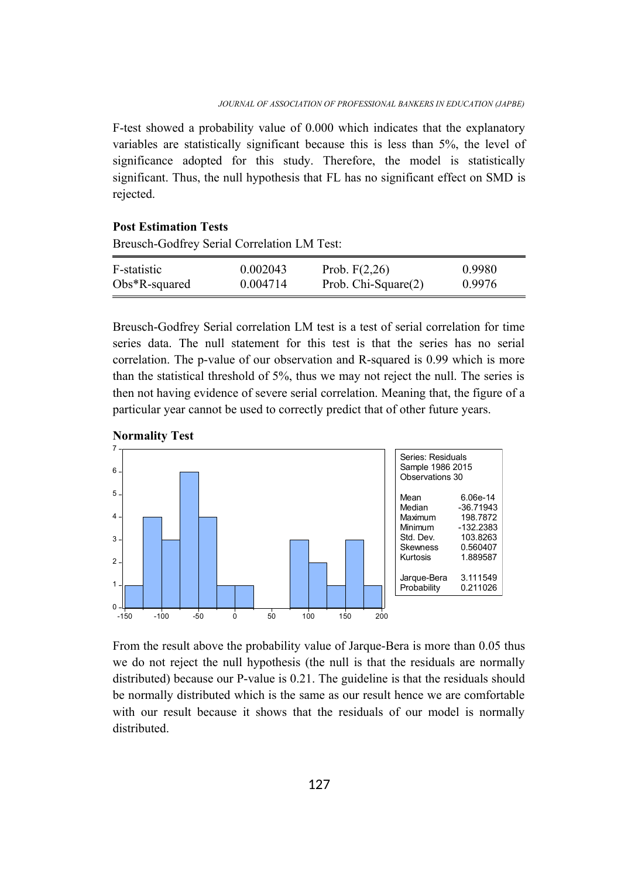F-test showed a probability value of 0.000 which indicates that the explanatory variables are statistically significant because this is less than 5%, the level of significance adopted for this study. Therefore, the model is statistically significant. Thus, the null hypothesis that FL has no significant effect on SMD is rejected.

**Post Estimation Tests**

Breusch-Godfrey Serial Correlation LM Test:

| | | | |
|---|---|---|---|
| F-statistic | 0.002043 | Prob. F(2,26) | 0.9980 |
| Obs*R-squared | 0.004714 | Prob. Chi-Square(2) | 0.9976 |

Breusch-Godfrey Serial correlation LM test is a test of serial correlation for time series data. The null statement for this test is that the series has no serial correlation. The p-value of our observation and R-squared is 0.99 which is more than the statistical threshold of 5%, thus we may not reject the null. The series is then not having evidence of severe serial correlation. Meaning that, the figure of a particular year cannot be used to correctly predict that of other future years.

**Normality Test**

| Series: Residuals | |
|---|---|
| Sample 1986 2015 | |
| Observations 30 | |
| Mean | 6.06e-14 |
| Median | -36.71943 |
| Maximum | 198.7872 |
| Minimum | -132.2383 |
| Std. Dev. | 103.8263 |
| Skewness | 0.560407 |
| Kurtosis | 1.889587 |
| Jarque-Bera | 3.111549 |
| Probability | 0.211026 |

From the result above the probability value of Jarque-Bera is more than 0.05 thus we do not reject the null hypothesis (the null is that the residuals are normally distributed) because our P-value is 0.21. The guideline is that the residuals should be normally distributed which is the same as our result hence we are comfortable with our result because it shows that the residuals of our model is normally distributed.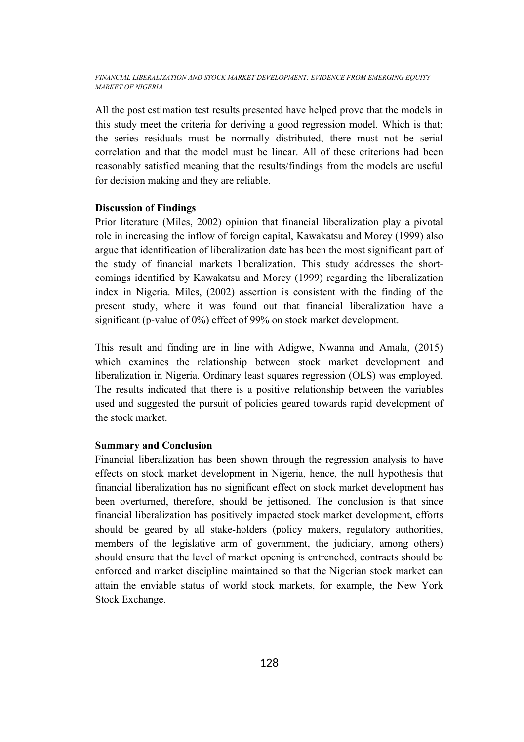All the post estimation test results presented have helped prove that the models in this study meet the criteria for deriving a good regression model. Which is that; the series residuals must be normally distributed, there must not be serial correlation and that the model must be linear. All of these criterions had been reasonably satisfied meaning that the results/findings from the models are useful for decision making and they are reliable.

**Discussion of Findings**

Prior literature (Miles, 2002) opinion that financial liberalization play a pivotal role in increasing the inflow of foreign capital, Kawakatsu and Morey (1999) also argue that identification of liberalization date has been the most significant part of the study of financial markets liberalization. This study addresses the short-comings identified by Kawakatsu and Morey (1999) regarding the liberalization index in Nigeria. Miles, (2002) assertion is consistent with the finding of the present study, where it was found out that financial liberalization have a significant (p-value of 0%) effect of 99% on stock market development.

This result and finding are in line with Adigwe, Nwanna and Amala, (2015) which examines the relationship between stock market development and liberalization in Nigeria. Ordinary least squares regression (OLS) was employed. The results indicated that there is a positive relationship between the variables used and suggested the pursuit of policies geared towards rapid development of the stock market.

**Summary and Conclusion**

Financial liberalization has been shown through the regression analysis to have effects on stock market development in Nigeria, hence, the null hypothesis that financial liberalization has no significant effect on stock market development has been overturned, therefore, should be jettisoned. The conclusion is that since financial liberalization has positively impacted stock market development, efforts should be geared by all stake-holders (policy makers, regulatory authorities, members of the legislative arm of government, the judiciary, among others) should ensure that the level of market opening is entrenched, contracts should be enforced and market discipline maintained so that the Nigerian stock market can attain the enviable status of world stock markets, for example, the New York Stock Exchange.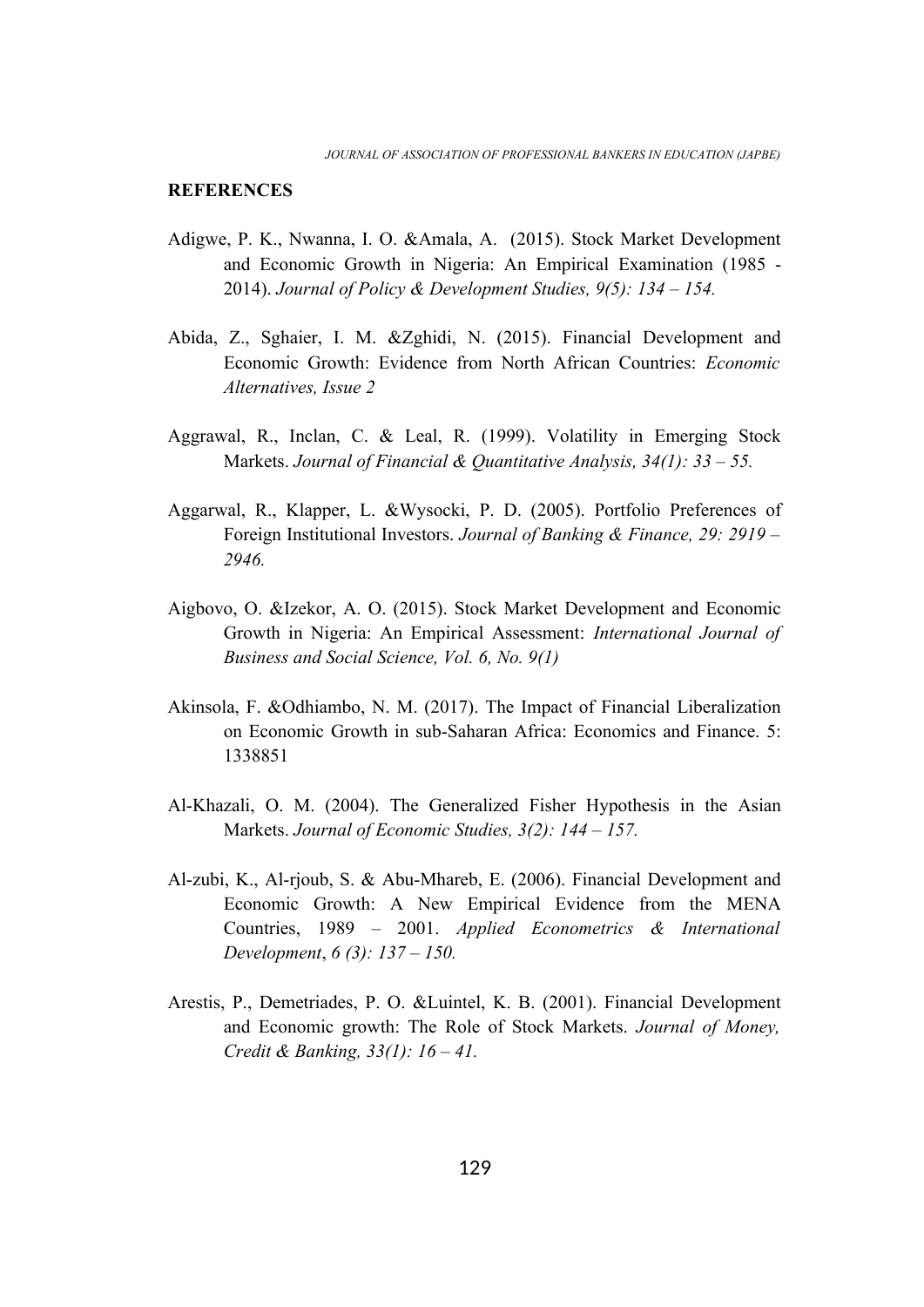**REFERENCES**

Adigwe, P. K., Nwanna, I. O. &Amala, A. (2015). Stock Market Development and Economic Growth in Nigeria: An Empirical Examination (1985 - 2014). *Journal of Policy & Development Studies, 9(5): 134 – 154.*

Abida, Z., Sghaier, I. M. &Zghidi, N. (2015). Financial Development and Economic Growth: Evidence from North African Countries: *Economic Alternatives, Issue 2*

Aggrawal, R., Inclan, C. & Leal, R. (1999). Volatility in Emerging Stock Markets. *Journal of Financial & Quantitative Analysis, 34(1): 33 – 55.*

Aggarwal, R., Klapper, L. &Wysocki, P. D. (2005). Portfolio Preferences of Foreign Institutional Investors. *Journal of Banking & Finance, 29: 2919 – 2946.*

Aigbovo, O. &Izekor, A. O. (2015). Stock Market Development and Economic Growth in Nigeria: An Empirical Assessment: *International Journal of Business and Social Science, Vol. 6, No. 9(1)*

Akinsola, F. &Odhiambo, N. M. (2017). The Impact of Financial Liberalization on Economic Growth in sub-Saharan Africa: Economics and Finance. 5: 1338851

Al-Khazali, O. M. (2004). The Generalized Fisher Hypothesis in the Asian Markets. *Journal of Economic Studies, 3(2): 144 – 157.*

Al-zubi, K., Al-rjoub, S. & Abu-Mhareb, E. (2006). Financial Development and Economic Growth: A New Empirical Evidence from the MENA Countries, 1989 – 2001. *Applied Econometrics & International Development*, *6 (3): 137 – 150.*

Arestis, P., Demetriades, P. O. &Luintel, K. B. (2001). Financial Development and Economic growth: The Role of Stock Markets. *Journal of Money, Credit & Banking, 33(1): 16 – 41.*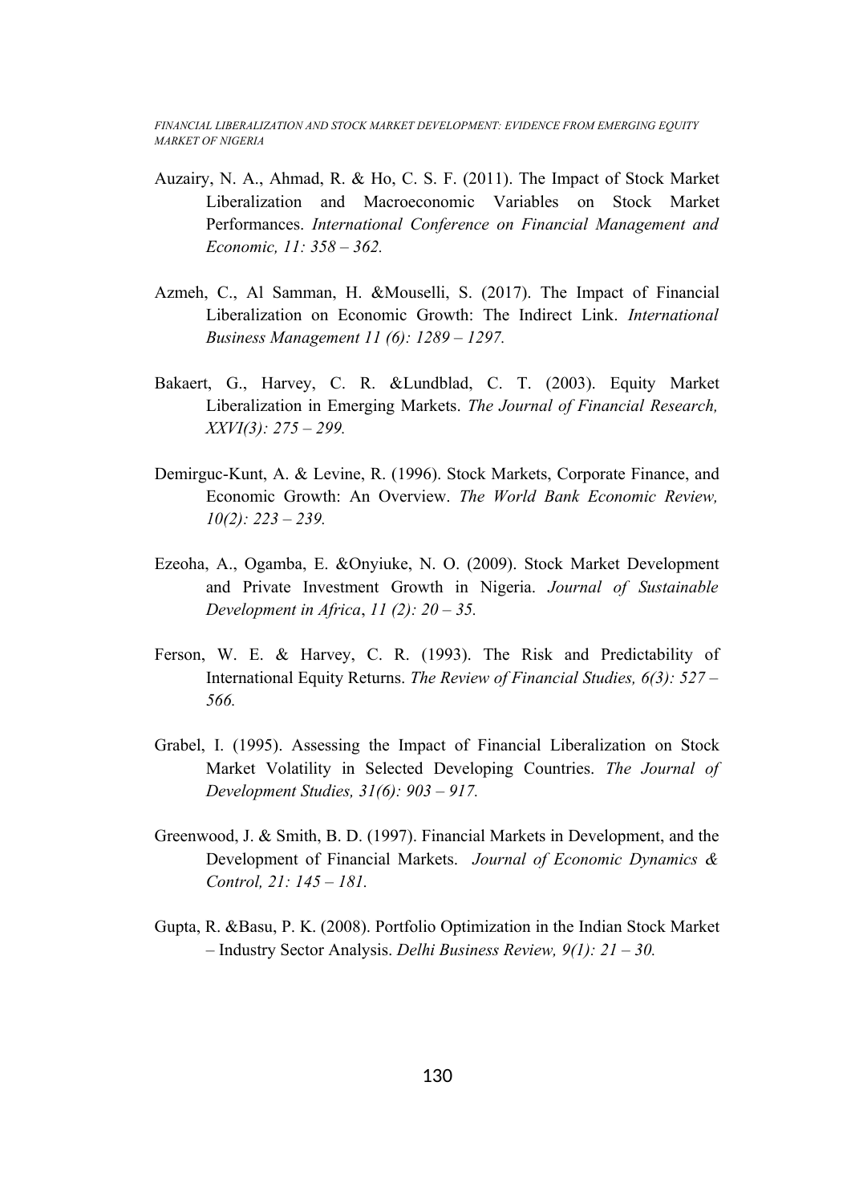Auzairy, N. A., Ahmad, R. & Ho, C. S. F. (2011). The Impact of Stock Market Liberalization and Macroeconomic Variables on Stock Market Performances. *International Conference on Financial Management and Economic, 11: 358 – 362.*

Azmeh, C., Al Samman, H. &Mouselli, S. (2017). The Impact of Financial Liberalization on Economic Growth: The Indirect Link. *International Business Management 11 (6): 1289 – 1297.*

Bakaert, G., Harvey, C. R. &Lundblad, C. T. (2003). Equity Market Liberalization in Emerging Markets. *The Journal of Financial Research, XXVI(3): 275 – 299.*

Demirguc-Kunt, A. & Levine, R. (1996). Stock Markets, Corporate Finance, and Economic Growth: An Overview. *The World Bank Economic Review, 10(2): 223 – 239.*

Ezeoha, A., Ogamba, E. &Onyiuke, N. O. (2009). Stock Market Development and Private Investment Growth in Nigeria. *Journal of Sustainable Development in Africa*, *11 (2): 20 – 35.*

Ferson, W. E. & Harvey, C. R. (1993). The Risk and Predictability of International Equity Returns. *The Review of Financial Studies, 6(3): 527 – 566.*

Grabel, I. (1995). Assessing the Impact of Financial Liberalization on Stock Market Volatility in Selected Developing Countries. *The Journal of Development Studies, 31(6): 903 – 917.*

Greenwood, J. & Smith, B. D. (1997). Financial Markets in Development, and the Development of Financial Markets. *Journal of Economic Dynamics & Control, 21: 145 – 181.*

Gupta, R. &Basu, P. K. (2008). Portfolio Optimization in the Indian Stock Market – Industry Sector Analysis. *Delhi Business Review, 9(1): 21 – 30.*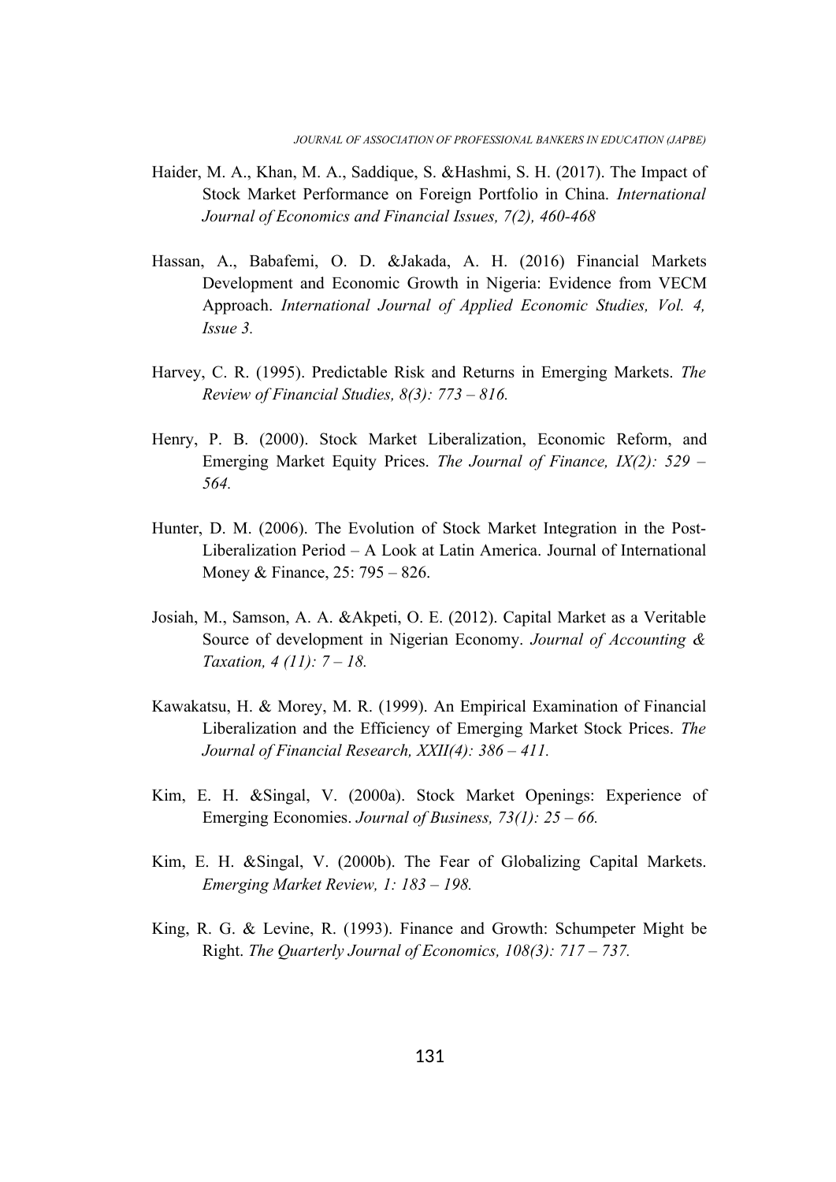Haider, M. A., Khan, M. A., Saddique, S. &Hashmi, S. H. (2017). The Impact of Stock Market Performance on Foreign Portfolio in China. *International Journal of Economics and Financial Issues, 7(2), 460-468*

Hassan, A., Babafemi, O. D. &Jakada, A. H. (2016) Financial Markets Development and Economic Growth in Nigeria: Evidence from VECM Approach. *International Journal of Applied Economic Studies, Vol. 4, Issue 3.*

Harvey, C. R. (1995). Predictable Risk and Returns in Emerging Markets. *The Review of Financial Studies, 8(3): 773 – 816.*

Henry, P. B. (2000). Stock Market Liberalization, Economic Reform, and Emerging Market Equity Prices. *The Journal of Finance, IX(2): 529 – 564.*

Hunter, D. M. (2006). The Evolution of Stock Market Integration in the Post-Liberalization Period – A Look at Latin America. Journal of International Money & Finance, 25: 795 – 826.

Josiah, M., Samson, A. A. &Akpeti, O. E. (2012). Capital Market as a Veritable Source of development in Nigerian Economy. *Journal of Accounting & Taxation, 4 (11): 7 – 18.*

Kawakatsu, H. & Morey, M. R. (1999). An Empirical Examination of Financial Liberalization and the Efficiency of Emerging Market Stock Prices. *The Journal of Financial Research, XXII(4): 386 – 411.*

Kim, E. H. &Singal, V. (2000a). Stock Market Openings: Experience of Emerging Economies. *Journal of Business, 73(1): 25 – 66.*

Kim, E. H. &Singal, V. (2000b). The Fear of Globalizing Capital Markets. *Emerging Market Review, 1: 183 – 198.*

King, R. G. & Levine, R. (1993). Finance and Growth: Schumpeter Might be Right. *The Quarterly Journal of Economics, 108(3): 717 – 737.*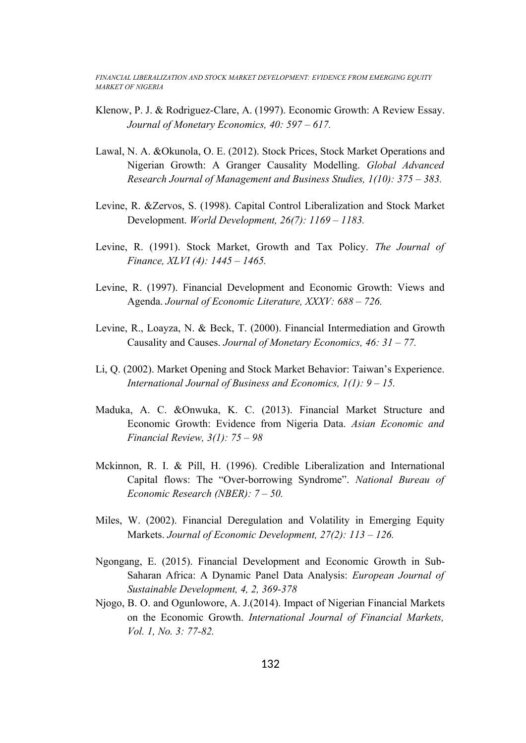Klenow, P. J. & Rodriguez-Clare, A. (1997). Economic Growth: A Review Essay. *Journal of Monetary Economics, 40: 597 – 617.*

Lawal, N. A. &Okunola, O. E. (2012). Stock Prices, Stock Market Operations and Nigerian Growth: A Granger Causality Modelling. *Global Advanced Research Journal of Management and Business Studies, 1(10): 375 – 383.*

Levine, R. &Zervos, S. (1998). Capital Control Liberalization and Stock Market Development. *World Development, 26(7): 1169 – 1183.*

Levine, R. (1991). Stock Market, Growth and Tax Policy. *The Journal of Finance, XLVI (4): 1445 – 1465.*

Levine, R. (1997). Financial Development and Economic Growth: Views and Agenda. *Journal of Economic Literature, XXXV: 688 – 726.*

Levine, R., Loayza, N. & Beck, T. (2000). Financial Intermediation and Growth Causality and Causes. *Journal of Monetary Economics, 46: 31 – 77.*

Li, Q. (2002). Market Opening and Stock Market Behavior: Taiwan's Experience. *International Journal of Business and Economics, 1(1): 9 – 15.*

Maduka, A. C. &Onwuka, K. C. (2013). Financial Market Structure and Economic Growth: Evidence from Nigeria Data. *Asian Economic and Financial Review, 3(1): 75 – 98*

Mckinnon, R. I. & Pill, H. (1996). Credible Liberalization and International Capital flows: The "Over-borrowing Syndrome". *National Bureau of Economic Research (NBER): 7 – 50.*

Miles, W. (2002). Financial Deregulation and Volatility in Emerging Equity Markets. *Journal of Economic Development, 27(2): 113 – 126.*

Ngongang, E. (2015). Financial Development and Economic Growth in Sub-Saharan Africa: A Dynamic Panel Data Analysis: *European Journal of Sustainable Development, 4, 2, 369-378*

Njogo, B. O. and Ogunlowore, A. J.(2014). Impact of Nigerian Financial Markets on the Economic Growth. *International Journal of Financial Markets, Vol. 1, No. 3: 77-82.*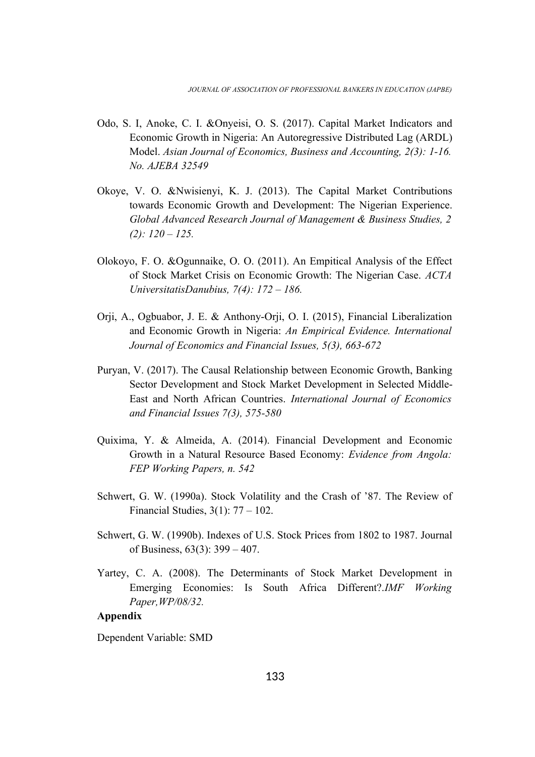Odo, S. I, Anoke, C. I. &Onyeisi, O. S. (2017). Capital Market Indicators and Economic Growth in Nigeria: An Autoregressive Distributed Lag (ARDL) Model. *Asian Journal of Economics, Business and Accounting, 2(3): 1-16. No. AJEBA 32549*

Okoye, V. O. &Nwisienyi, K. J. (2013). The Capital Market Contributions towards Economic Growth and Development: The Nigerian Experience. *Global Advanced Research Journal of Management & Business Studies, 2 (2): 120 – 125.*

Olokoyo, F. O. &Ogunnaike, O. O. (2011). An Empitical Analysis of the Effect of Stock Market Crisis on Economic Growth: The Nigerian Case. *ACTA UniversitatisDanubius, 7(4): 172 – 186.*

Orji, A., Ogbuabor, J. E. & Anthony-Orji, O. I. (2015), Financial Liberalization and Economic Growth in Nigeria: *An Empirical Evidence. International Journal of Economics and Financial Issues, 5(3), 663-672*

Puryan, V. (2017). The Causal Relationship between Economic Growth, Banking Sector Development and Stock Market Development in Selected Middle-East and North African Countries. *International Journal of Economics and Financial Issues 7(3), 575-580*

Quixima, Y. & Almeida, A. (2014). Financial Development and Economic Growth in a Natural Resource Based Economy: *Evidence from Angola: FEP Working Papers, n. 542*

Schwert, G. W. (1990a). Stock Volatility and the Crash of '87. The Review of Financial Studies, 3(1): 77 – 102.

Schwert, G. W. (1990b). Indexes of U.S. Stock Prices from 1802 to 1987. Journal of Business, 63(3): 399 – 407.

Yartey, C. A. (2008). The Determinants of Stock Market Development in Emerging Economies: Is South Africa Different?.*IMF Working Paper,WP/08/32.*

**Appendix**

Dependent Variable: SMD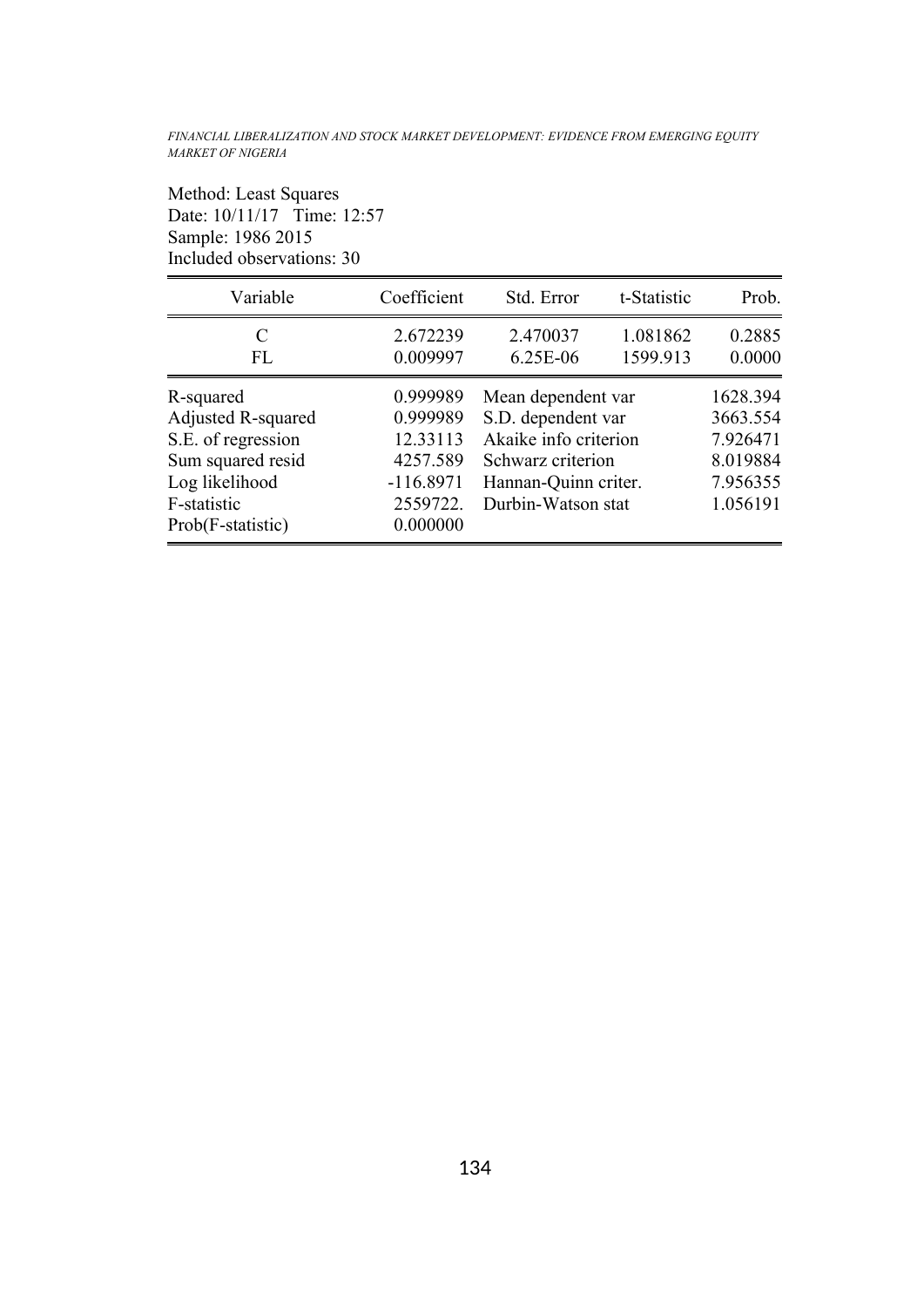Method: Least Squares  
Date: 10/11/17 Time: 12:57  
Sample: 1986 2015  
Included observations: 30

| Variable | Coefficient | Std. Error | t-Statistic | Prob. |
|---|---|---|---|---|
| C | 2.672239 | 2.470037 | 1.081862 | 0.2885 |
| FL | 0.009997 | 6.25E-06 | 1599.913 | 0.0000 |
| R-squared | 0.999989 | Mean dependent var | | 1628.394 |
| Adjusted R-squared | 0.999989 | S.D. dependent var | | 3663.554 |
| S.E. of regression | 12.33113 | Akaike info criterion | | 7.926471 |
| Sum squared resid | 4257.589 | Schwarz criterion | | 8.019884 |
| Log likelihood | -116.8971 | Hannan-Quinn criter. | | 7.956355 |
| F-statistic | 2559722. | Durbin-Watson stat | | 1.056191 |
| Prob(F-statistic) | 0.000000 | | | |